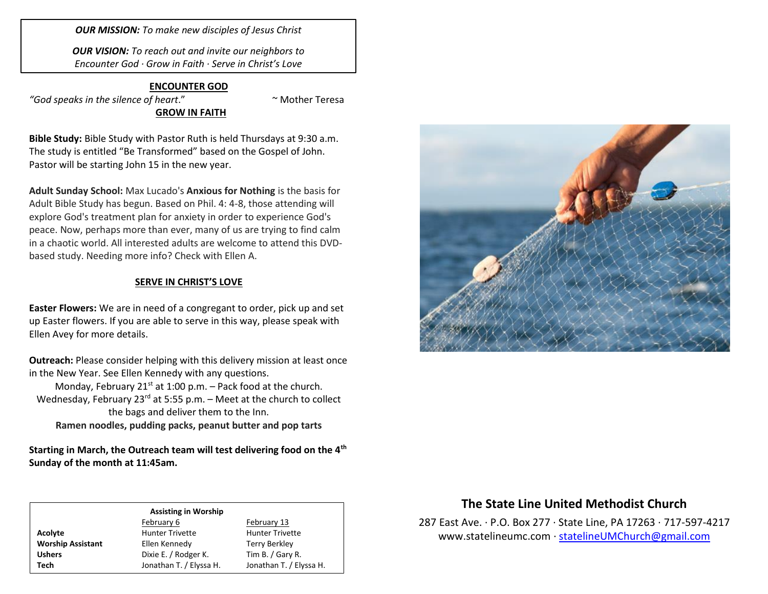***OUR MISSION:*** *To make new disciples of Jesus Christ*

***OUR VISION:*** *To reach out and invite our neighbors to Encounter God · Grow in Faith · Serve in Christ's Love*

## ENCOUNTER GOD

*"God speaks in the silence of heart."* ~ Mother Teresa

## GROW IN FAITH

**Bible Study:** Bible Study with Pastor Ruth is held Thursdays at 9:30 a.m. The study is entitled "Be Transformed" based on the Gospel of John. Pastor will be starting John 15 in the new year.

**Adult Sunday School:** Max Lucado's **Anxious for Nothing** is the basis for Adult Bible Study has begun. Based on Phil. 4: 4-8, those attending will explore God's treatment plan for anxiety in order to experience God's peace. Now, perhaps more than ever, many of us are trying to find calm in a chaotic world. All interested adults are welcome to attend this DVD-based study. Needing more info? Check with Ellen A.

## SERVE IN CHRIST'S LOVE

**Easter Flowers:** We are in need of a congregant to order, pick up and set up Easter flowers. If you are able to serve in this way, please speak with Ellen Avey for more details.

**Outreach:** Please consider helping with this delivery mission at least once in the New Year. See Ellen Kennedy with any questions.

Monday, February 21st at 1:00 p.m. – Pack food at the church.
Wednesday, February 23rd at 5:55 p.m. – Meet at the church to collect the bags and deliver them to the Inn.
**Ramen noodles, pudding packs, peanut butter and pop tarts**

**Starting in March, the Outreach team will test delivering food on the 4th Sunday of the month at 11:45am.**

**Assisting in Worship**

| | February 6 | February 13 |
|---|---|---|
| **Acolyte** | Hunter Trivette | Hunter Trivette |
| **Worship Assistant** | Ellen Kennedy | Terry Berkley |
| **Ushers** | Dixie E. / Rodger K. | Tim B. / Gary R. |
| **Tech** | Jonathan T. / Elyssa H. | Jonathan T. / Elyssa H. |

## The State Line United Methodist Church

287 East Ave. · P.O. Box 277 · State Line, PA 17263 · 717-597-4217
www.statelineumc.com · statelineUMChurch@gmail.com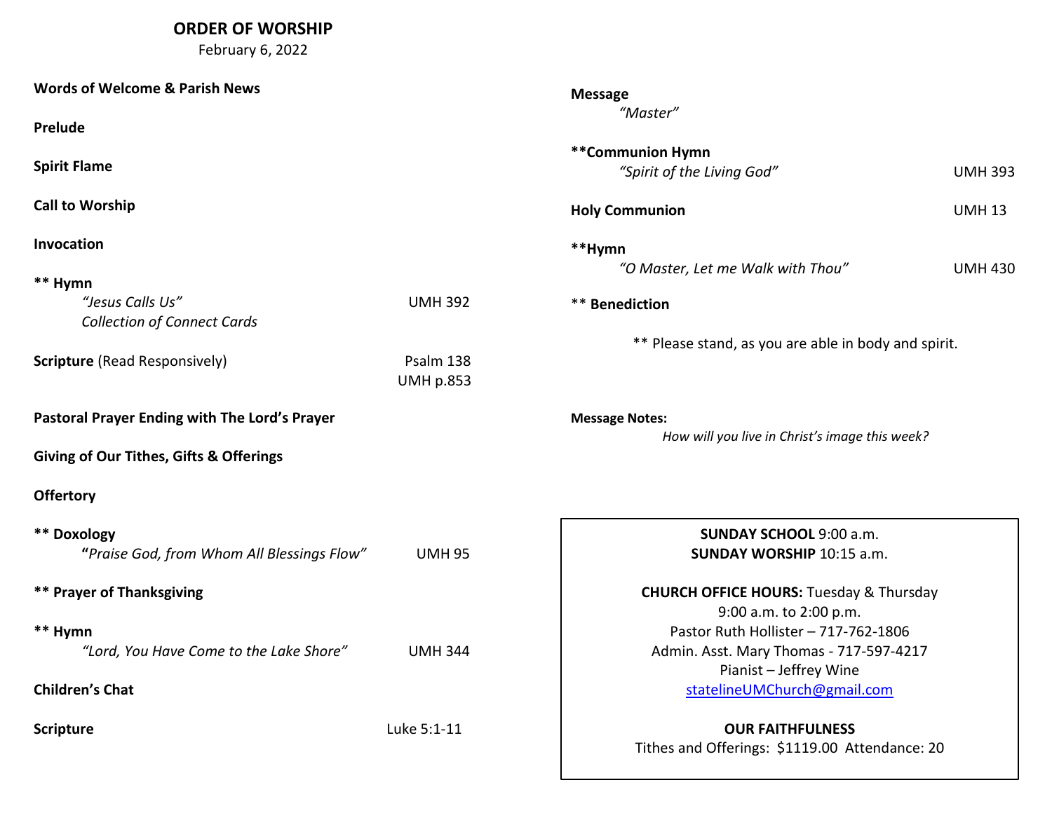## ORDER OF WORSHIP

February 6, 2022

**Words of Welcome & Parish News**

**Prelude**

**Spirit Flame**

**Call to Worship**

**Invocation**

**\*\* Hymn**
*"Jesus Calls Us"* UMH 392
*Collection of Connect Cards*

**Scripture** (Read Responsively) Psalm 138
UMH p.853

**Pastoral Prayer Ending with The Lord's Prayer**

**Giving of Our Tithes, Gifts & Offerings**

**Offertory**

**\*\* Doxology**
**"***Praise God, from Whom All Blessings Flow"* UMH 95

**\*\* Prayer of Thanksgiving**

**\*\* Hymn**
*"Lord, You Have Come to the Lake Shore"* UMH 344

**Children's Chat**

**Scripture** Luke 5:1-11

**Message**
*"Master"*

**\*\*Communion Hymn**
*"Spirit of the Living God"* UMH 393

**Holy Communion** UMH 13

**\*\*Hymn**
*"O Master, Let me Walk with Thou"* UMH 430

\*\* **Benediction**

\*\* Please stand, as you are able in body and spirit.

**Message Notes:**
*How will you live in Christ's image this week?*

**SUNDAY SCHOOL** 9:00 a.m.
**SUNDAY WORSHIP** 10:15 a.m.

**CHURCH OFFICE HOURS:** Tuesday & Thursday
9:00 a.m. to 2:00 p.m.
Pastor Ruth Hollister – 717-762-1806
Admin. Asst. Mary Thomas - 717-597-4217
Pianist – Jeffrey Wine
statelineUMChurch@gmail.com

**OUR FAITHFULNESS**
Tithes and Offerings: $1119.00 Attendance: 20